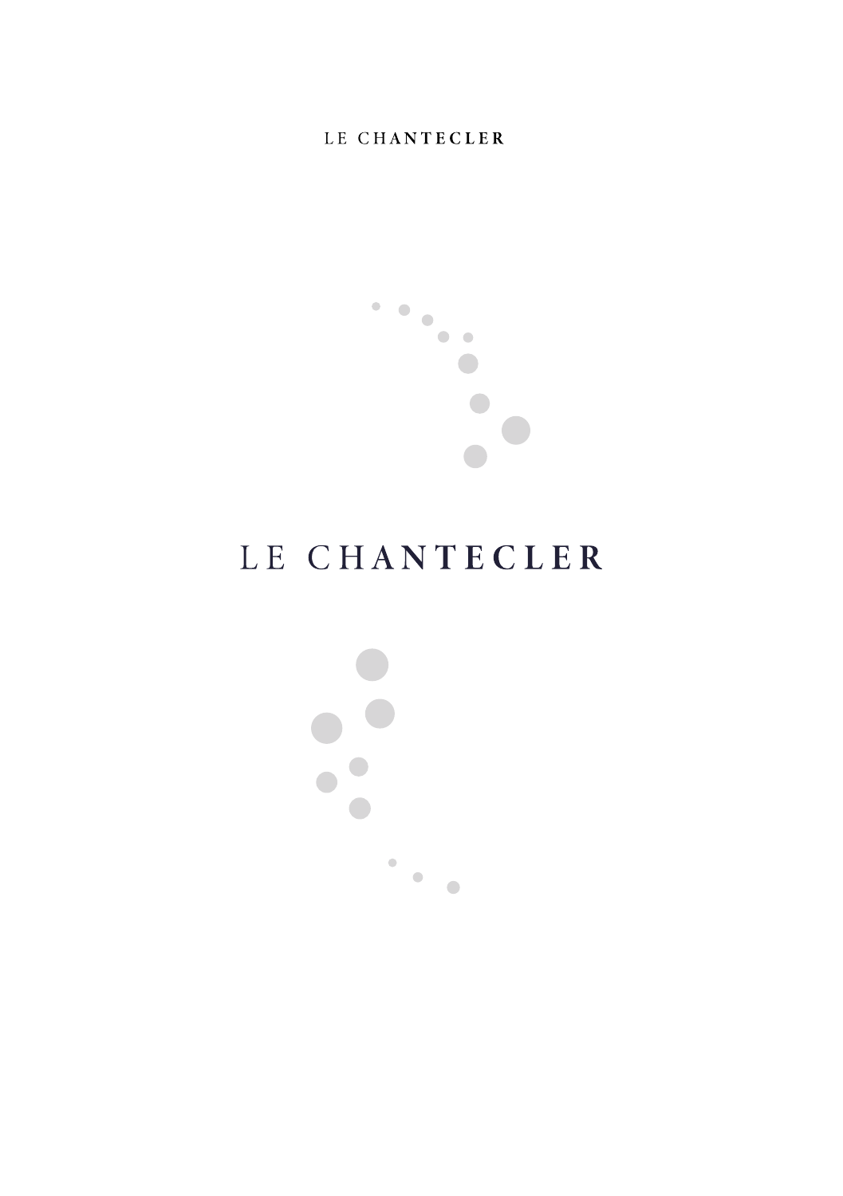LE CHANTECLER

# LE CHANTECLER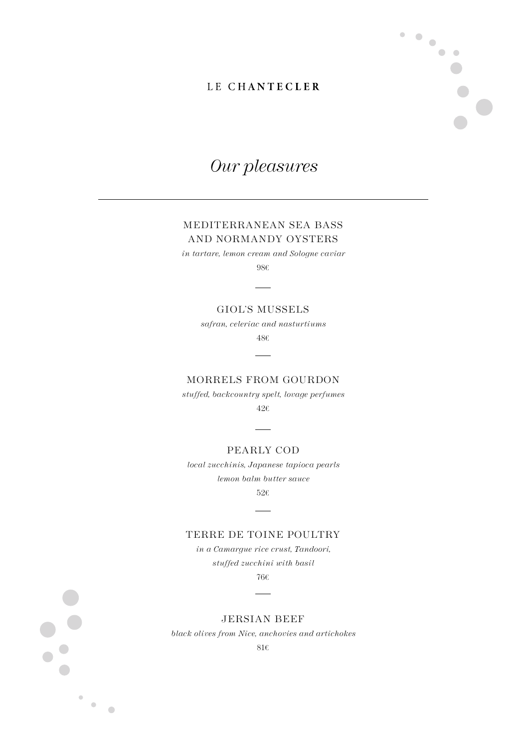LE CHANTECLER

# *Our pleasures*

---

## MEDITERRANEAN SEA BASS AND NORMANDY OYSTERS

*in tartare, lemon cream and Sologne caviar*

98€

## GIOL'S MUSSELS

*safran, celeriac and nasturtiums*

48€

## MORRELS FROM GOURDON

*stuffed, backcountry spelt, lovage perfumes*

42€

## PEARLY COD

*local zucchinis, Japanese tapioca pearls*

*lemon balm butter sauce*

52€

## TERRE DE TOINE POULTRY

*in a Camargue rice crust, Tandoori,*

*stuffed zucchini with basil*

76€

## JERSIAN BEEF

*black olives from Nice, anchovies and artichokes*

81€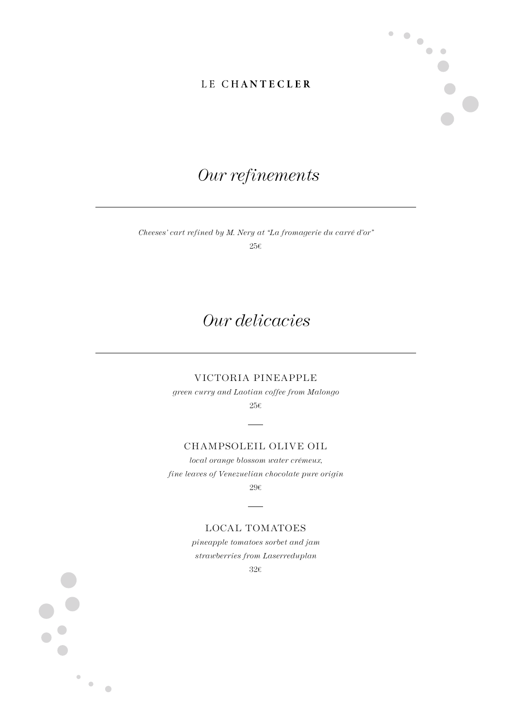LE CHANTECLER

# *Our refinements*

---

*Cheeses' cart refined by M. Nery at "La fromagerie du carré d'or"*

25€

# *Our delicacies*

---

VICTORIA PINEAPPLE

*green curry and Laotian coffee from Malongo*

25€

---

CHAMPSOLEIL OLIVE OIL

*local orange blossom water crémeux,*

*fine leaves of Venezuelian chocolate pure origin*

29€

---

LOCAL TOMATOES

*pineapple tomatoes sorbet and jam*

*strawberries from Laserreduplan*

32€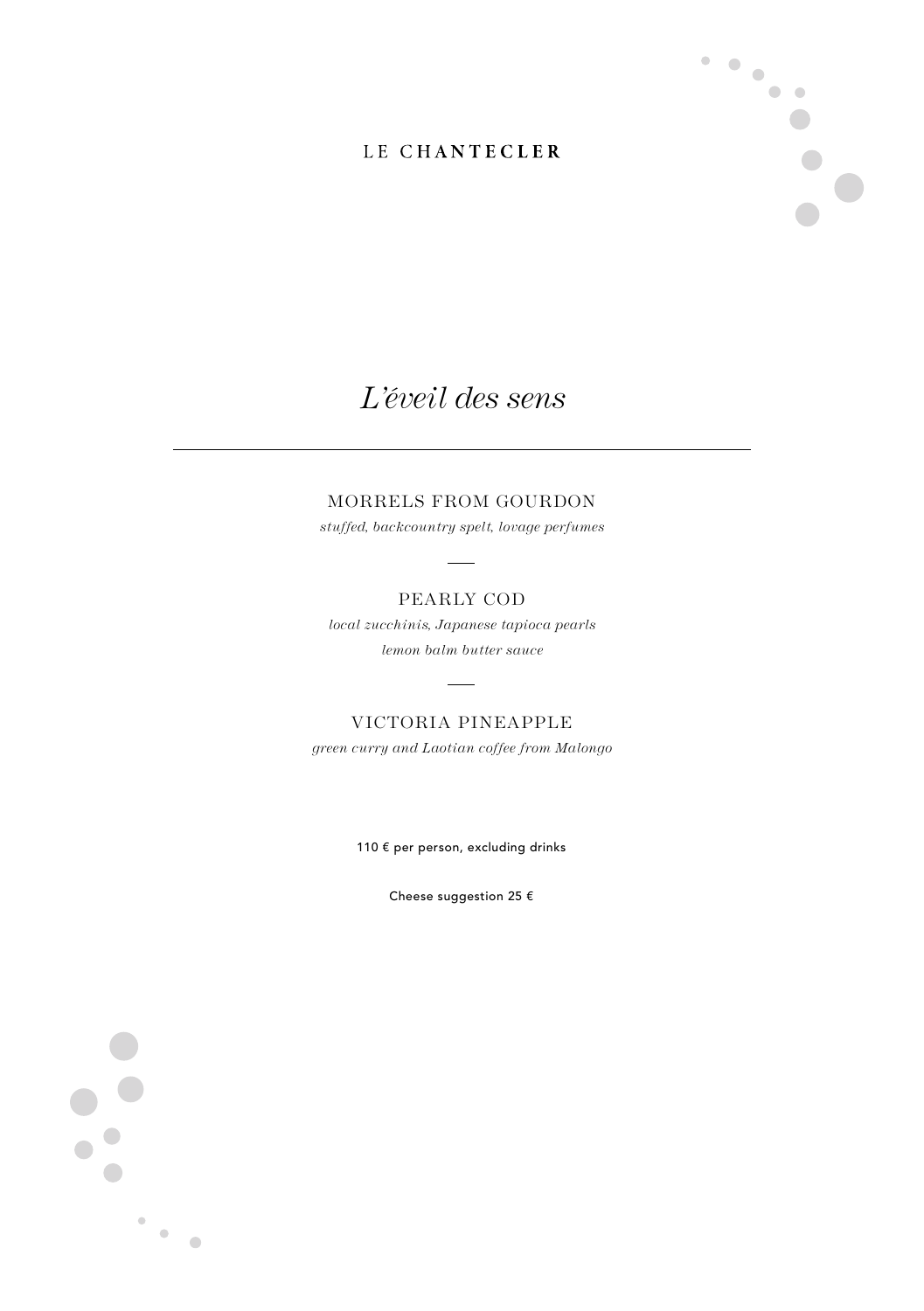LE CHANTECLER

# *L'éveil des sens*

---

MORRELS FROM GOURDON

*stuffed, backcountry spelt, lovage perfumes*

PEARLY COD

*local zucchinis, Japanese tapioca pearls*

*lemon balm butter sauce*

VICTORIA PINEAPPLE

*green curry and Laotian coffee from Malongo*

110 € per person, excluding drinks

Cheese suggestion 25 €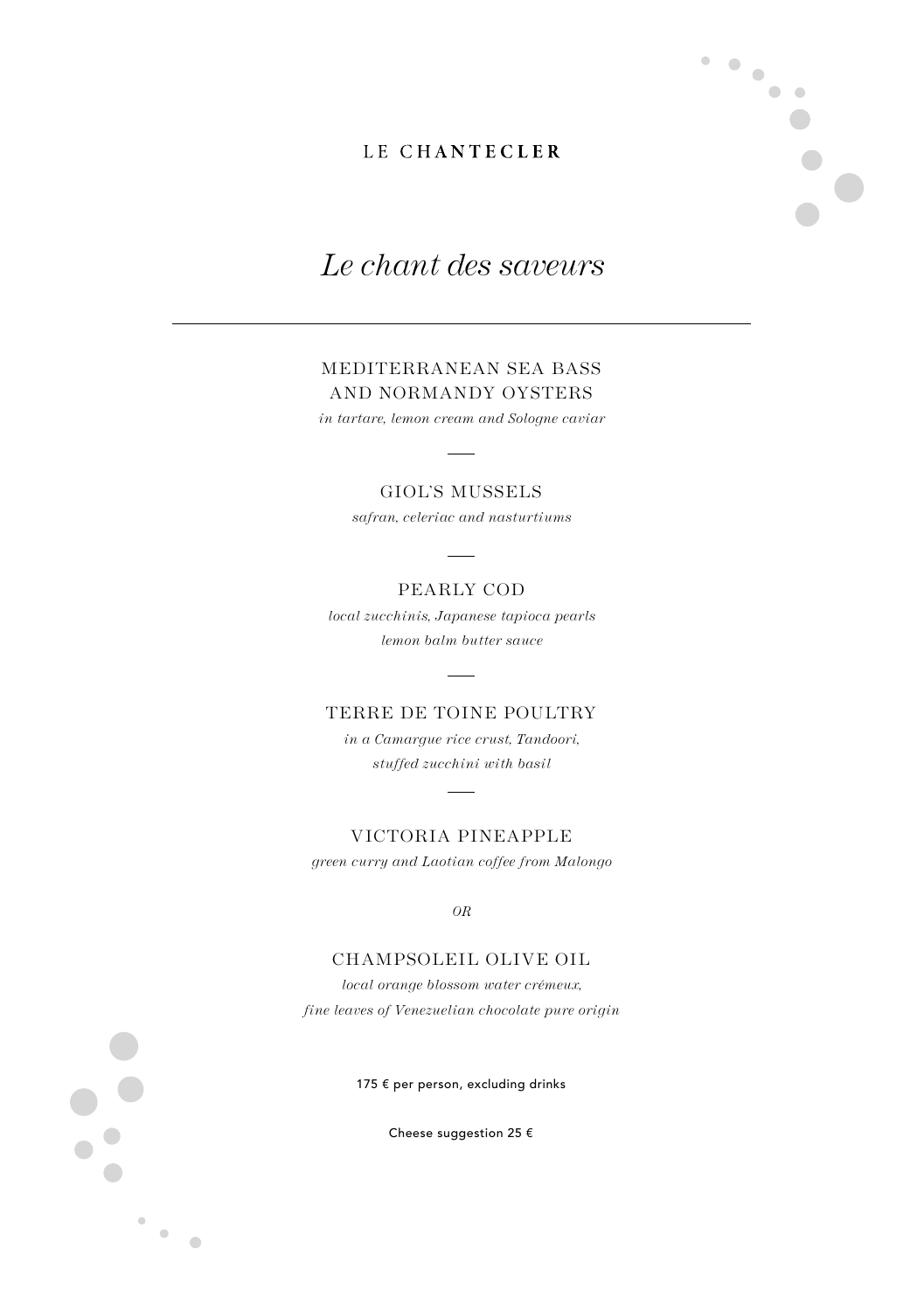LE CHANTECLER

# *Le chant des saveurs*

---

## MEDITERRANEAN SEA BASS AND NORMANDY OYSTERS

*in tartare, lemon cream and Sologne caviar*

## GIOL'S MUSSELS

*safran, celeriac and nasturtiums*

## PEARLY COD

*local zucchinis, Japanese tapioca pearls*
*lemon balm butter sauce*

## TERRE DE TOINE POULTRY

*in a Camargue rice crust, Tandoori,*
*stuffed zucchini with basil*

## VICTORIA PINEAPPLE

*green curry and Laotian coffee from Malongo*

*OR*

## CHAMPSOLEIL OLIVE OIL

*local orange blossom water crémeux,*
*fine leaves of Venezuelian chocolate pure origin*

175 € per person, excluding drinks

Cheese suggestion 25 €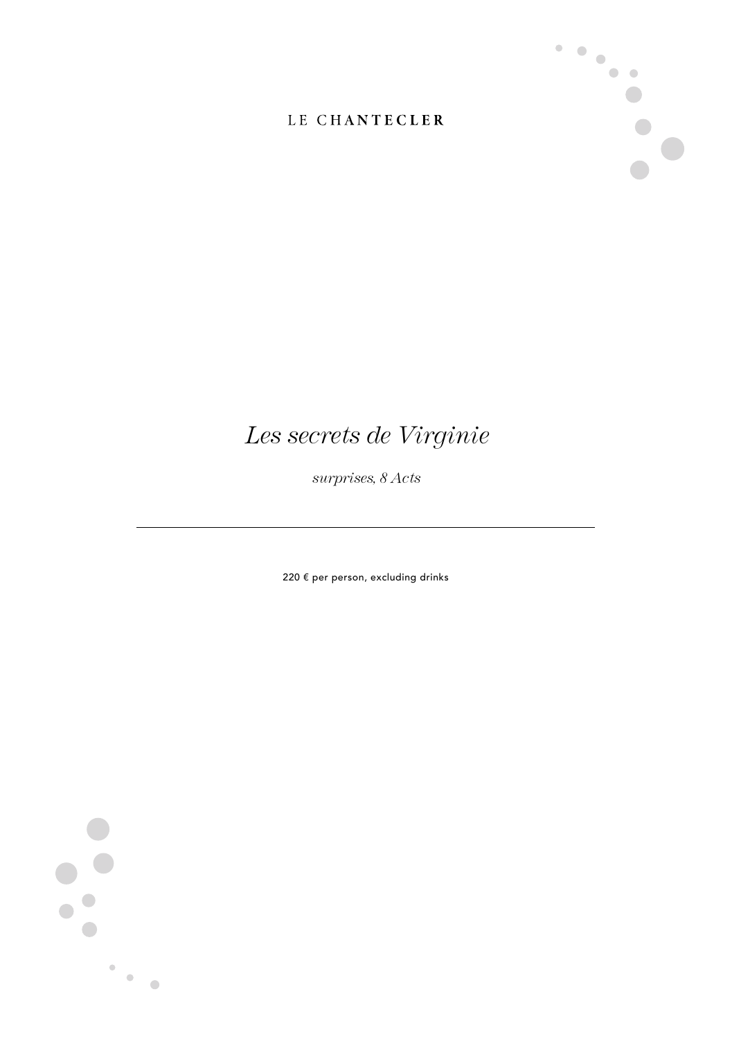LE CHANTECLER

# *Les secrets de Virginie*

*surprises, 8 Acts*

---

220 € per person, excluding drinks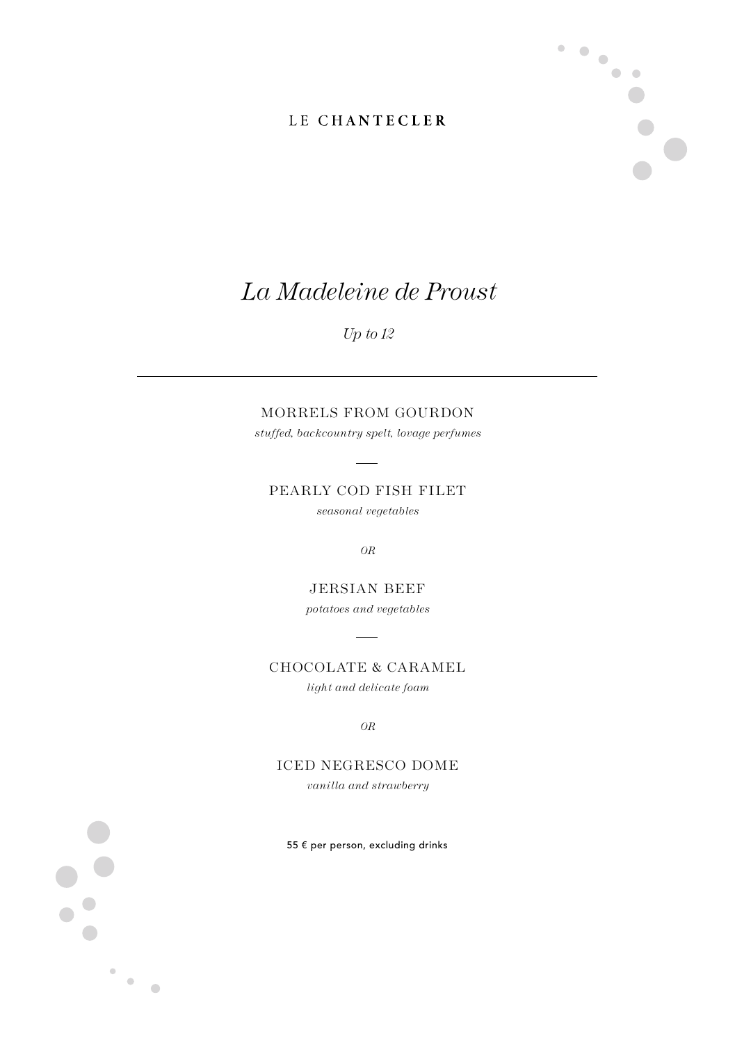LE CHANTECLER

# *La Madeleine de Proust*

*Up to 12*

---

MORRELS FROM GOURDON

*stuffed, backcountry spelt, lovage perfumes*

—

PEARLY COD FISH FILET

*seasonal vegetables*

*OR*

JERSIAN BEEF

*potatoes and vegetables*

—

CHOCOLATE & CARAMEL

*light and delicate foam*

*OR*

ICED NEGRESCO DOME

*vanilla and strawberry*

55 € per person, excluding drinks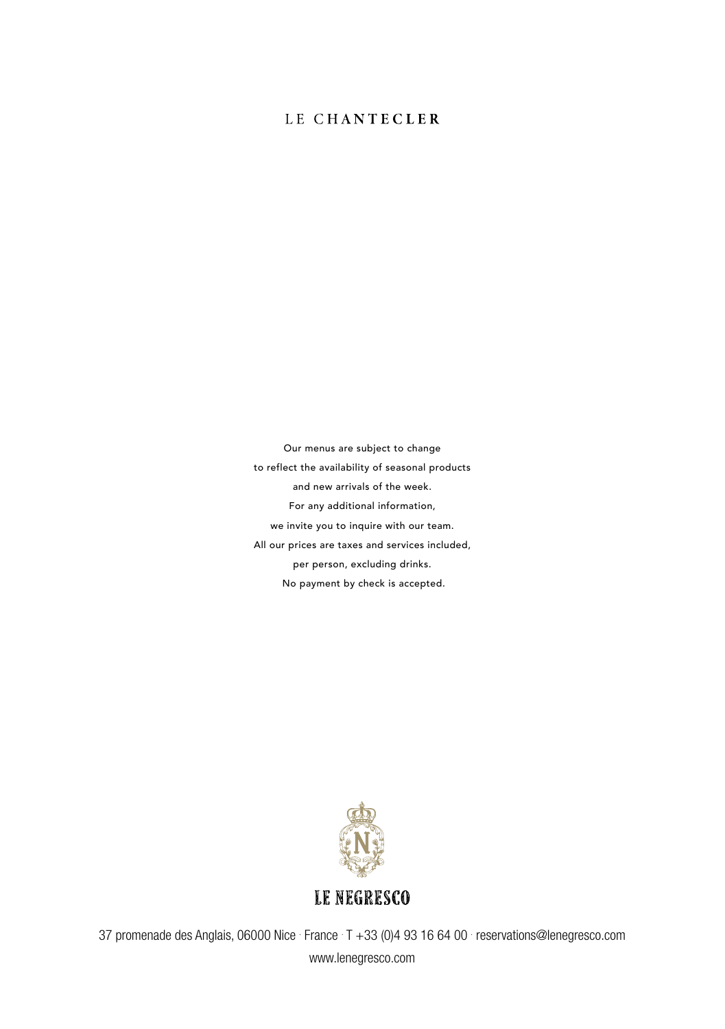# LE CHANTECLER

Our menus are subject to change
to reflect the availability of seasonal products
and new arrivals of the week.
For any additional information,
we invite you to inquire with our team.
All our prices are taxes and services included,
per person, excluding drinks.
No payment by check is accepted.

LE NEGRESCO

37 promenade des Anglais, 06000 Nice · France · T +33 (0)4 93 16 64 00 · reservations@lenegresco.com
www.lenegresco.com